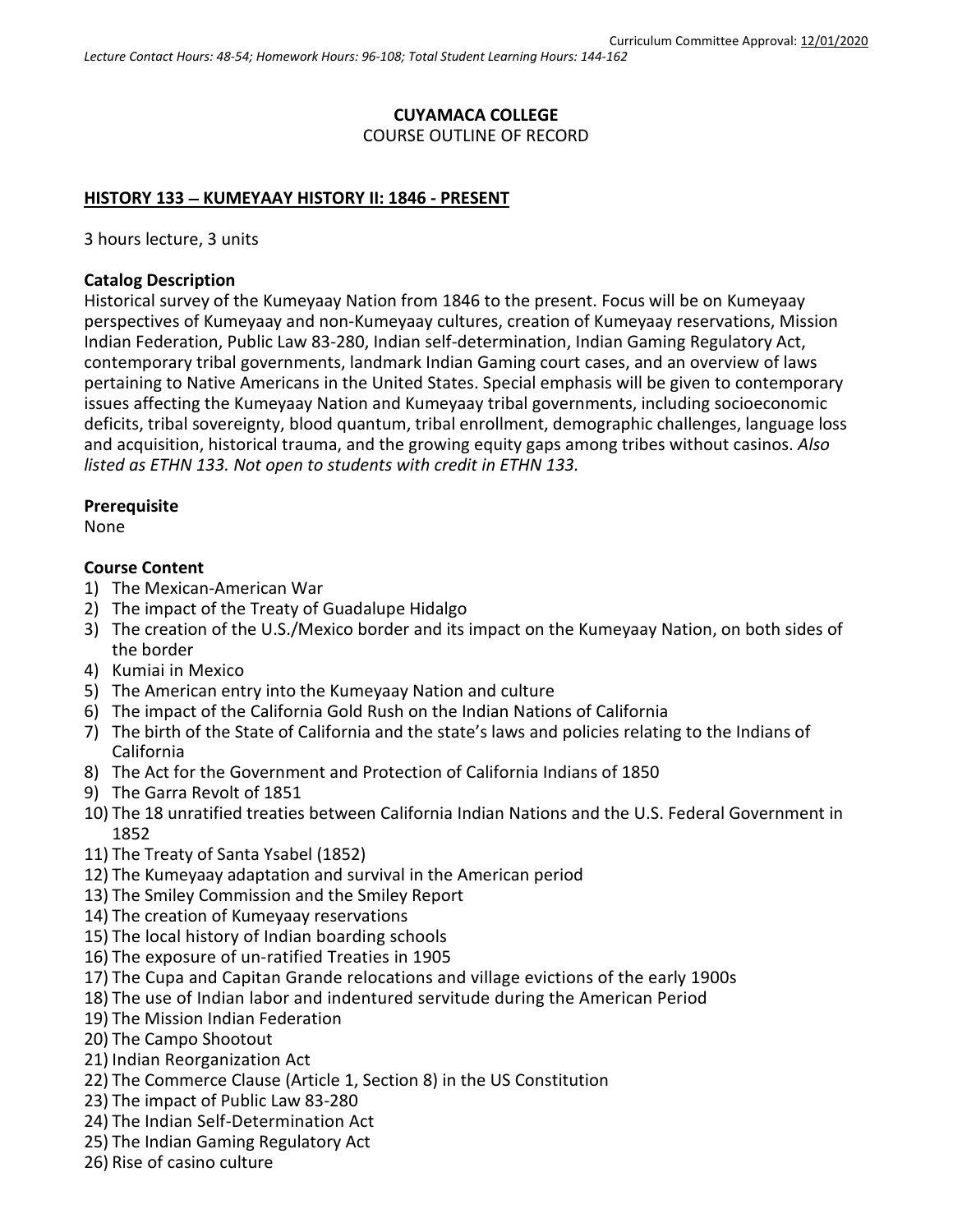Curriculum Committee Approval: 12/01/2020

*Lecture Contact Hours: 48-54; Homework Hours: 96-108; Total Student Learning Hours: 144-162*

**CUYAMACA COLLEGE**
COURSE OUTLINE OF RECORD

**HISTORY 133 – KUMEYAAY HISTORY II: 1846 - PRESENT**

3 hours lecture, 3 units

**Catalog Description**

Historical survey of the Kumeyaay Nation from 1846 to the present. Focus will be on Kumeyaay perspectives of Kumeyaay and non-Kumeyaay cultures, creation of Kumeyaay reservations, Mission Indian Federation, Public Law 83-280, Indian self-determination, Indian Gaming Regulatory Act, contemporary tribal governments, landmark Indian Gaming court cases, and an overview of laws pertaining to Native Americans in the United States. Special emphasis will be given to contemporary issues affecting the Kumeyaay Nation and Kumeyaay tribal governments, including socioeconomic deficits, tribal sovereignty, blood quantum, tribal enrollment, demographic challenges, language loss and acquisition, historical trauma, and the growing equity gaps among tribes without casinos. *Also listed as ETHN 133. Not open to students with credit in ETHN 133.*

**Prerequisite**

None

**Course Content**

1) The Mexican-American War
2) The impact of the Treaty of Guadalupe Hidalgo
3) The creation of the U.S./Mexico border and its impact on the Kumeyaay Nation, on both sides of the border
4) Kumiai in Mexico
5) The American entry into the Kumeyaay Nation and culture
6) The impact of the California Gold Rush on the Indian Nations of California
7) The birth of the State of California and the state's laws and policies relating to the Indians of California
8) The Act for the Government and Protection of California Indians of 1850
9) The Garra Revolt of 1851
10) The 18 unratified treaties between California Indian Nations and the U.S. Federal Government in 1852
11) The Treaty of Santa Ysabel (1852)
12) The Kumeyaay adaptation and survival in the American period
13) The Smiley Commission and the Smiley Report
14) The creation of Kumeyaay reservations
15) The local history of Indian boarding schools
16) The exposure of un-ratified Treaties in 1905
17) The Cupa and Capitan Grande relocations and village evictions of the early 1900s
18) The use of Indian labor and indentured servitude during the American Period
19) The Mission Indian Federation
20) The Campo Shootout
21) Indian Reorganization Act
22) The Commerce Clause (Article 1, Section 8) in the US Constitution
23) The impact of Public Law 83-280
24) The Indian Self-Determination Act
25) The Indian Gaming Regulatory Act
26) Rise of casino culture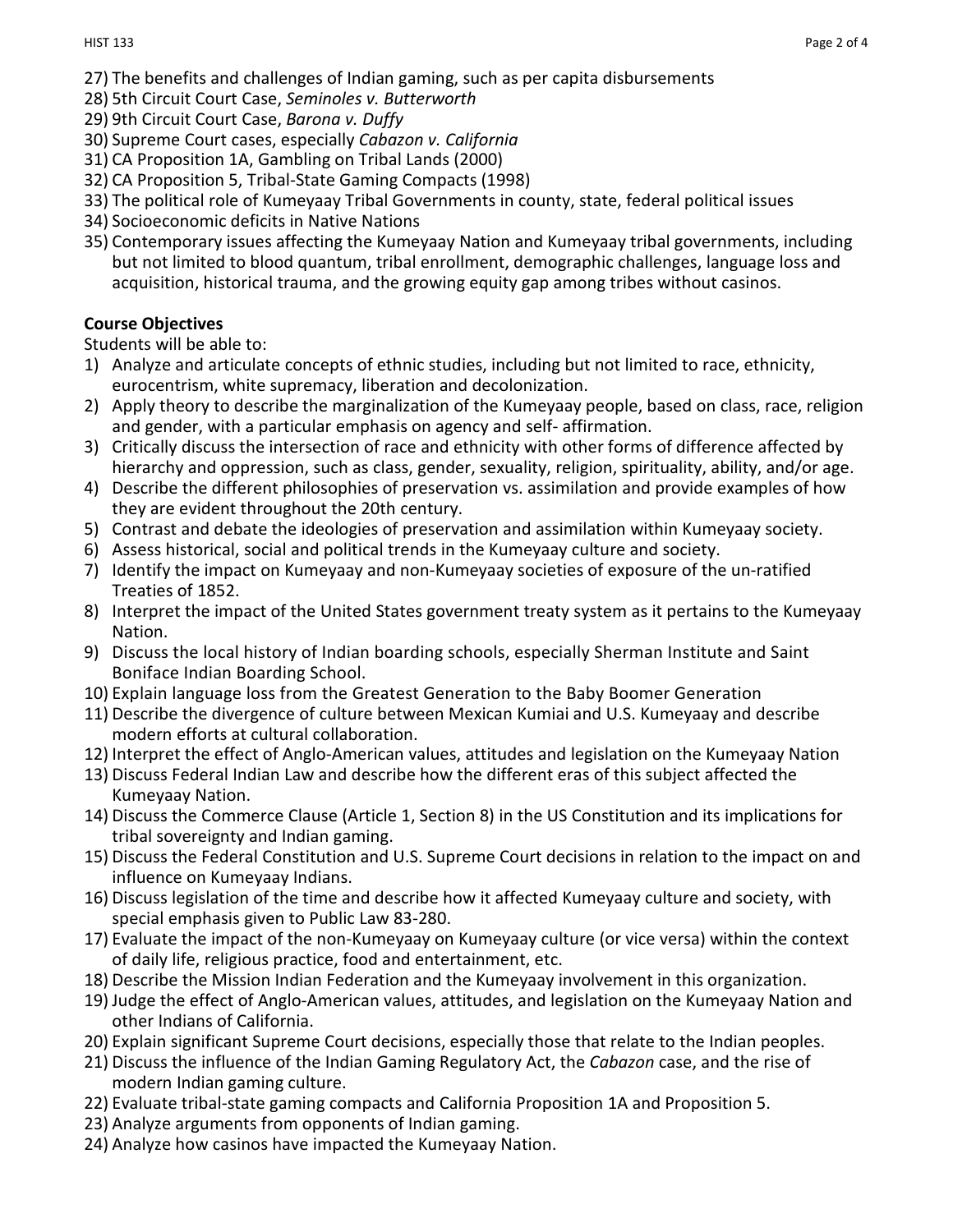27) The benefits and challenges of Indian gaming, such as per capita disbursements
28) 5th Circuit Court Case, *Seminoles v. Butterworth*
29) 9th Circuit Court Case, *Barona v. Duffy*
30) Supreme Court cases, especially *Cabazon v. California*
31) CA Proposition 1A, Gambling on Tribal Lands (2000)
32) CA Proposition 5, Tribal-State Gaming Compacts (1998)
33) The political role of Kumeyaay Tribal Governments in county, state, federal political issues
34) Socioeconomic deficits in Native Nations
35) Contemporary issues affecting the Kumeyaay Nation and Kumeyaay tribal governments, including but not limited to blood quantum, tribal enrollment, demographic challenges, language loss and acquisition, historical trauma, and the growing equity gap among tribes without casinos.

**Course Objectives**

Students will be able to:

1) Analyze and articulate concepts of ethnic studies, including but not limited to race, ethnicity, eurocentrism, white supremacy, liberation and decolonization.
2) Apply theory to describe the marginalization of the Kumeyaay people, based on class, race, religion and gender, with a particular emphasis on agency and self- affirmation.
3) Critically discuss the intersection of race and ethnicity with other forms of difference affected by hierarchy and oppression, such as class, gender, sexuality, religion, spirituality, ability, and/or age.
4) Describe the different philosophies of preservation vs. assimilation and provide examples of how they are evident throughout the 20th century.
5) Contrast and debate the ideologies of preservation and assimilation within Kumeyaay society.
6) Assess historical, social and political trends in the Kumeyaay culture and society.
7) Identify the impact on Kumeyaay and non-Kumeyaay societies of exposure of the un-ratified Treaties of 1852.
8) Interpret the impact of the United States government treaty system as it pertains to the Kumeyaay Nation.
9) Discuss the local history of Indian boarding schools, especially Sherman Institute and Saint Boniface Indian Boarding School.
10) Explain language loss from the Greatest Generation to the Baby Boomer Generation
11) Describe the divergence of culture between Mexican Kumiai and U.S. Kumeyaay and describe modern efforts at cultural collaboration.
12) Interpret the effect of Anglo-American values, attitudes and legislation on the Kumeyaay Nation
13) Discuss Federal Indian Law and describe how the different eras of this subject affected the Kumeyaay Nation.
14) Discuss the Commerce Clause (Article 1, Section 8) in the US Constitution and its implications for tribal sovereignty and Indian gaming.
15) Discuss the Federal Constitution and U.S. Supreme Court decisions in relation to the impact on and influence on Kumeyaay Indians.
16) Discuss legislation of the time and describe how it affected Kumeyaay culture and society, with special emphasis given to Public Law 83-280.
17) Evaluate the impact of the non-Kumeyaay on Kumeyaay culture (or vice versa) within the context of daily life, religious practice, food and entertainment, etc.
18) Describe the Mission Indian Federation and the Kumeyaay involvement in this organization.
19) Judge the effect of Anglo-American values, attitudes, and legislation on the Kumeyaay Nation and other Indians of California.
20) Explain significant Supreme Court decisions, especially those that relate to the Indian peoples.
21) Discuss the influence of the Indian Gaming Regulatory Act, the *Cabazon* case, and the rise of modern Indian gaming culture.
22) Evaluate tribal-state gaming compacts and California Proposition 1A and Proposition 5.
23) Analyze arguments from opponents of Indian gaming.
24) Analyze how casinos have impacted the Kumeyaay Nation.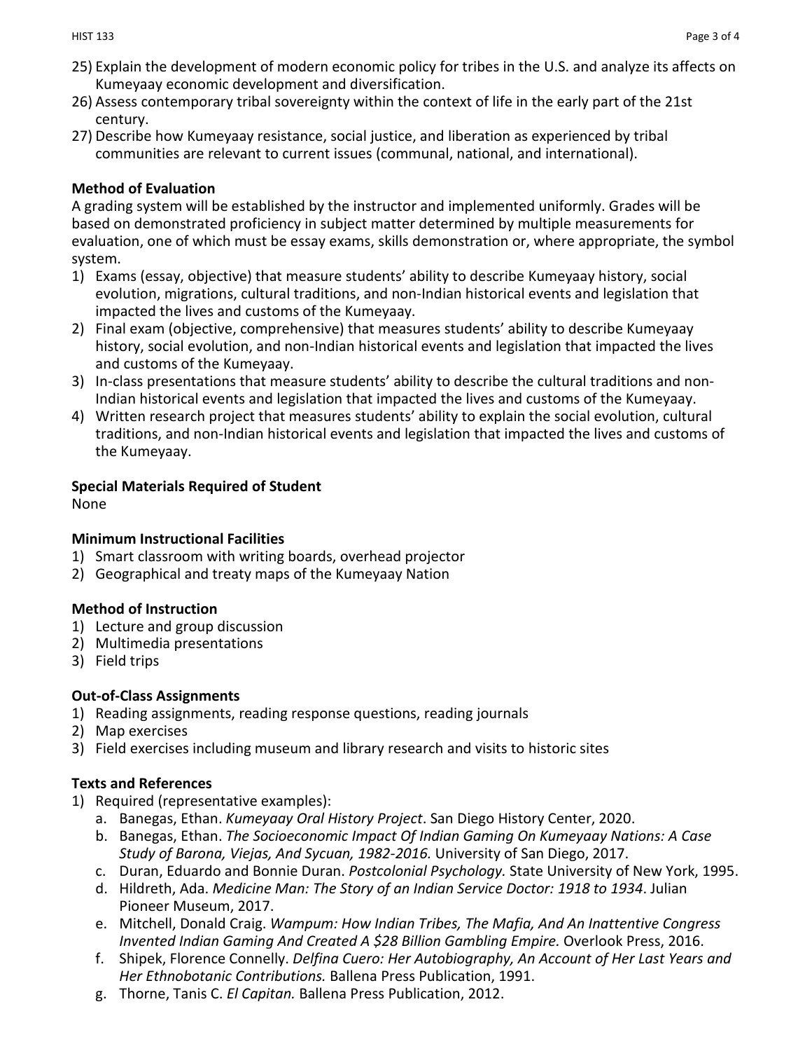25) Explain the development of modern economic policy for tribes in the U.S. and analyze its affects on Kumeyaay economic development and diversification.
26) Assess contemporary tribal sovereignty within the context of life in the early part of the 21st century.
27) Describe how Kumeyaay resistance, social justice, and liberation as experienced by tribal communities are relevant to current issues (communal, national, and international).

**Method of Evaluation**

A grading system will be established by the instructor and implemented uniformly. Grades will be based on demonstrated proficiency in subject matter determined by multiple measurements for evaluation, one of which must be essay exams, skills demonstration or, where appropriate, the symbol system.

1) Exams (essay, objective) that measure students' ability to describe Kumeyaay history, social evolution, migrations, cultural traditions, and non-Indian historical events and legislation that impacted the lives and customs of the Kumeyaay.
2) Final exam (objective, comprehensive) that measures students' ability to describe Kumeyaay history, social evolution, and non-Indian historical events and legislation that impacted the lives and customs of the Kumeyaay.
3) In-class presentations that measure students' ability to describe the cultural traditions and non-Indian historical events and legislation that impacted the lives and customs of the Kumeyaay.
4) Written research project that measures students' ability to explain the social evolution, cultural traditions, and non-Indian historical events and legislation that impacted the lives and customs of the Kumeyaay.

**Special Materials Required of Student**

None

**Minimum Instructional Facilities**

1) Smart classroom with writing boards, overhead projector
2) Geographical and treaty maps of the Kumeyaay Nation

**Method of Instruction**

1) Lecture and group discussion
2) Multimedia presentations
3) Field trips

**Out-of-Class Assignments**

1) Reading assignments, reading response questions, reading journals
2) Map exercises
3) Field exercises including museum and library research and visits to historic sites

**Texts and References**

1) Required (representative examples):
   a. Banegas, Ethan. *Kumeyaay Oral History Project*. San Diego History Center, 2020.
   b. Banegas, Ethan. *The Socioeconomic Impact Of Indian Gaming On Kumeyaay Nations: A Case Study of Barona, Viejas, And Sycuan, 1982-2016.* University of San Diego, 2017.
   c. Duran, Eduardo and Bonnie Duran. *Postcolonial Psychology.* State University of New York, 1995.
   d. Hildreth, Ada. *Medicine Man: The Story of an Indian Service Doctor: 1918 to 1934*. Julian Pioneer Museum, 2017.
   e. Mitchell, Donald Craig. *Wampum: How Indian Tribes, The Mafia, And An Inattentive Congress Invented Indian Gaming And Created A $28 Billion Gambling Empire.* Overlook Press, 2016.
   f. Shipek, Florence Connelly. *Delfina Cuero: Her Autobiography, An Account of Her Last Years and Her Ethnobotanic Contributions.* Ballena Press Publication, 1991.
   g. Thorne, Tanis C. *El Capitan.* Ballena Press Publication, 2012.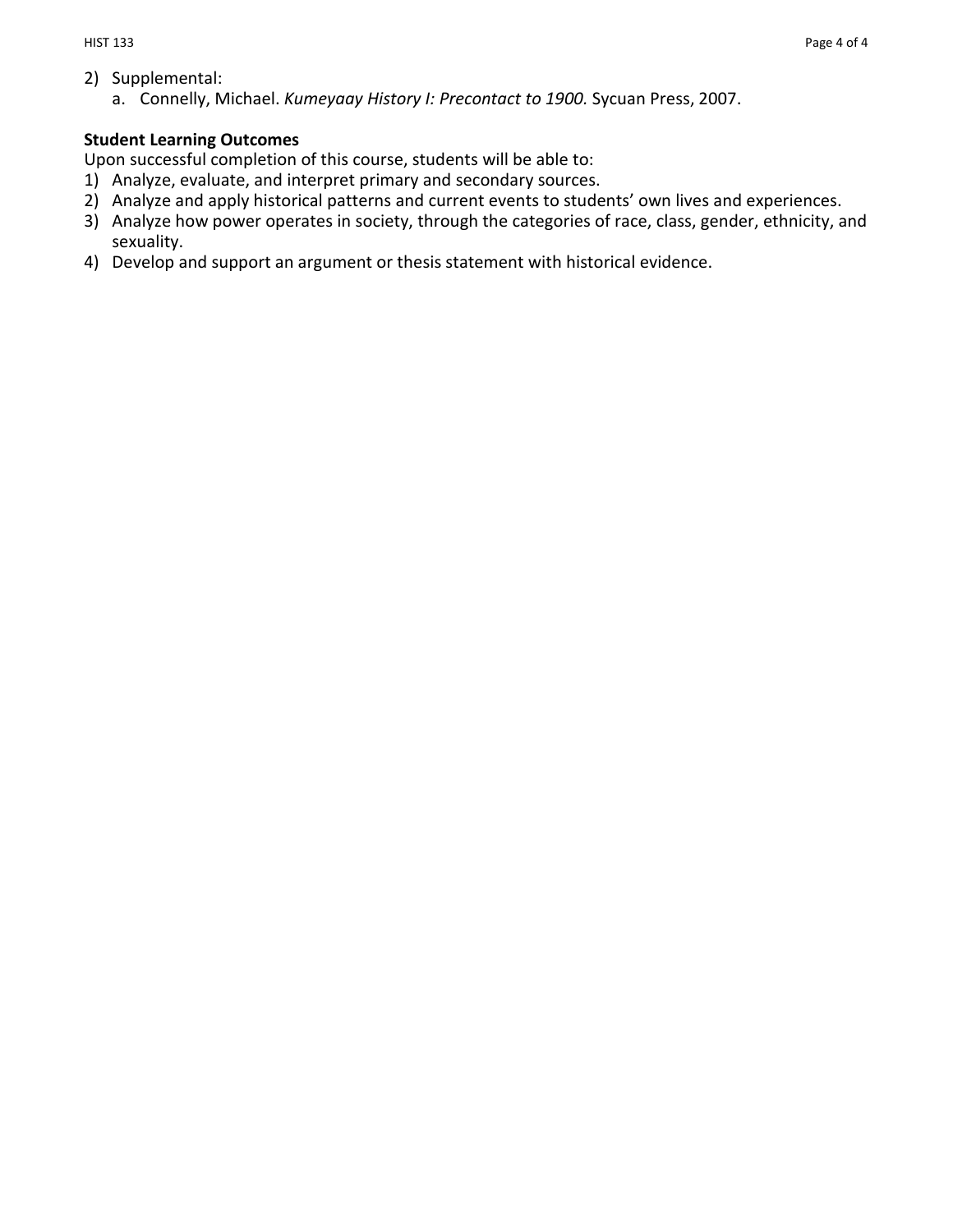2) Supplemental:
    a. Connelly, Michael. *Kumeyaay History I: Precontact to 1900.* Sycuan Press, 2007.

**Student Learning Outcomes**

Upon successful completion of this course, students will be able to:

1) Analyze, evaluate, and interpret primary and secondary sources.
2) Analyze and apply historical patterns and current events to students' own lives and experiences.
3) Analyze how power operates in society, through the categories of race, class, gender, ethnicity, and sexuality.
4) Develop and support an argument or thesis statement with historical evidence.